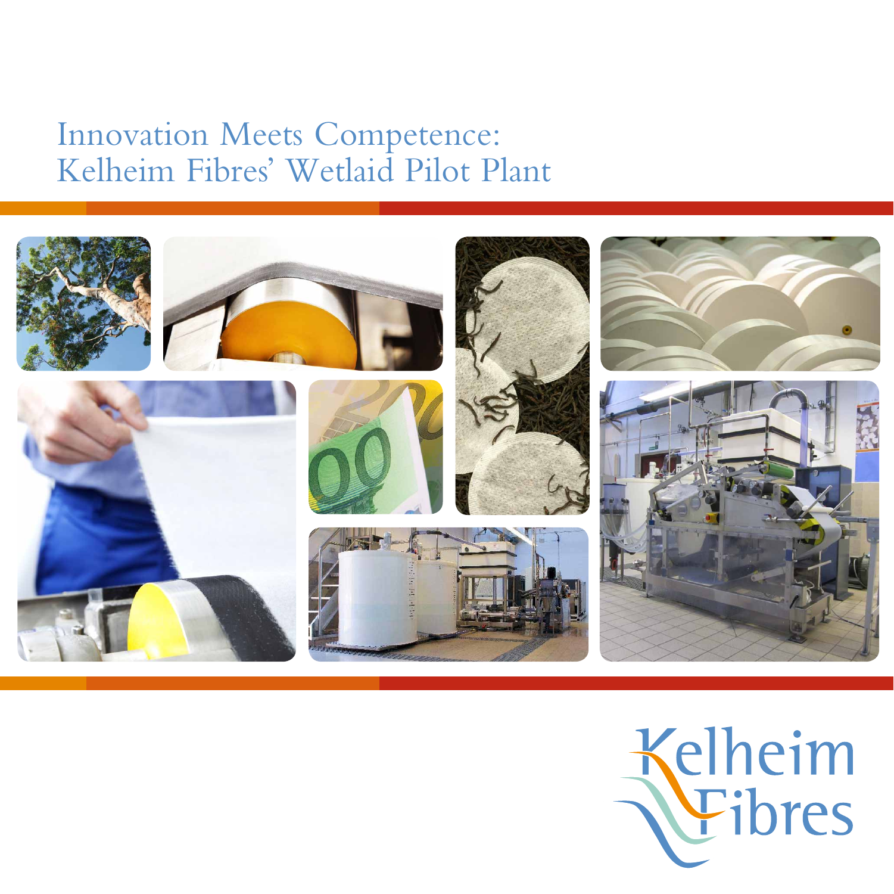# Innovation Meets Competence: Kelheim Fibres' Wetlaid Pilot Plant

Kelheim Fibres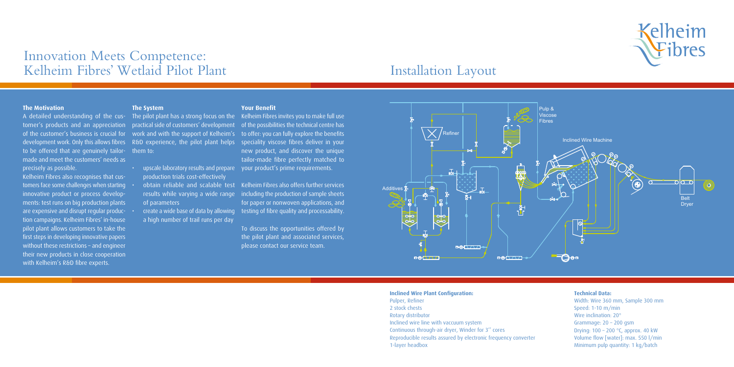# Innovation Meets Competence: Kelheim Fibres' Wetlaid Pilot Plant

## Installation Layout

### The Motivation

A detailed understanding of the customer's products and an appreciation of the customer's business is crucial for development work. Only this allows fibres to be offered that are genuinely tailor-made and meet the customers' needs as precisely as possible.

Kelheim Fibres also recognises that customers face some challenges when starting innovative product or process developments: test runs on big production plants are expensive and disrupt regular production campaigns. Kelheim Fibres' in-house pilot plant allows customers to take the first steps in developing innovative papers without these restrictions – and engineer their new products in close cooperation with Kelheim's R&D fibre experts.

### The System

The pilot plant has a strong focus on the practical side of customers' development work and with the support of Kelheim's R&D experience, the pilot plant helps them to:

- upscale laboratory results and prepare production trials cost-effectively
- obtain reliable and scalable test results while varying a wide range of parameters
- create a wide base of data by allowing a high number of trail runs per day

### Your Benefit

Kelheim Fibres invites you to make full use of the possibilities the technical centre has to offer: you can fully explore the benefits speciality viscose fibres deliver in your new product, and discover the unique tailor-made fibre perfectly matched to your product's prime requirements.

Kelheim Fibres also offers further services including the production of sample sheets for paper or nonwoven applications, and testing of fibre quality and processability.

To discuss the opportunities offered by the pilot plant and associated services, please contact our service team.

Pulp & Viscose Fibres

Refiner

Inclined Wire Machine

Additives

Belt Dryer

**Inclined Wire Plant Configuration:**

Pulper, Refiner
2 stock chests
Rotary distributor
Inclined wire line with vaccuum system
Continuous through-air dryer, Winder for 3'' cores
Reproducible results assured by electronic frequency converter
1-layer headbox

**Technical Data:**

Width: Wire 360 mm, Sample 300 mm
Speed: 1-10 m/min
Wire inclination: 20°
Grammage: 20 – 200 gsm
Drying: 100 – 200 °C, approx. 40 kW
Volume flow [water]: max. 550 l/min
Minimum pulp quantity: 1 kg/batch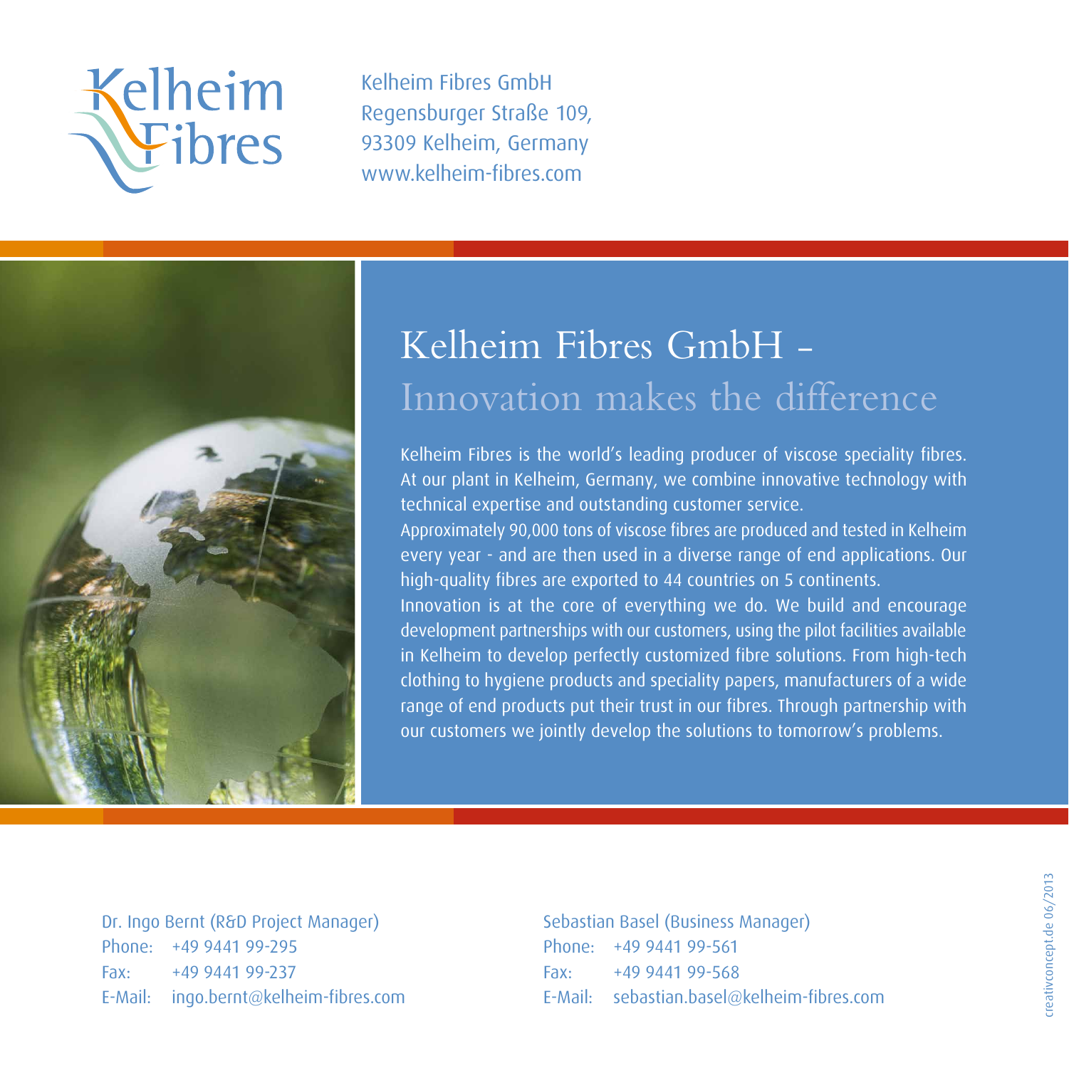Kelheim Fibres GmbH
Regensburger Straße 109,
93309 Kelheim, Germany
www.kelheim-fibres.com

# Kelheim Fibres GmbH - Innovation makes the difference

Kelheim Fibres is the world's leading producer of viscose speciality fibres. At our plant in Kelheim, Germany, we combine innovative technology with technical expertise and outstanding customer service.

Approximately 90,000 tons of viscose fibres are produced and tested in Kelheim every year - and are then used in a diverse range of end applications. Our high-quality fibres are exported to 44 countries on 5 continents.

Innovation is at the core of everything we do. We build and encourage development partnerships with our customers, using the pilot facilities available in Kelheim to develop perfectly customized fibre solutions. From high-tech clothing to hygiene products and speciality papers, manufacturers of a wide range of end products put their trust in our fibres. Through partnership with our customers we jointly develop the solutions to tomorrow's problems.

Dr. Ingo Bernt (R&D Project Manager)
Phone: +49 9441 99-295
Fax: +49 9441 99-237
E-Mail: ingo.bernt@kelheim-fibres.com

Sebastian Basel (Business Manager)
Phone: +49 9441 99-561
Fax: +49 9441 99-568
E-Mail: sebastian.basel@kelheim-fibres.com

creativconcept.de 06/2013